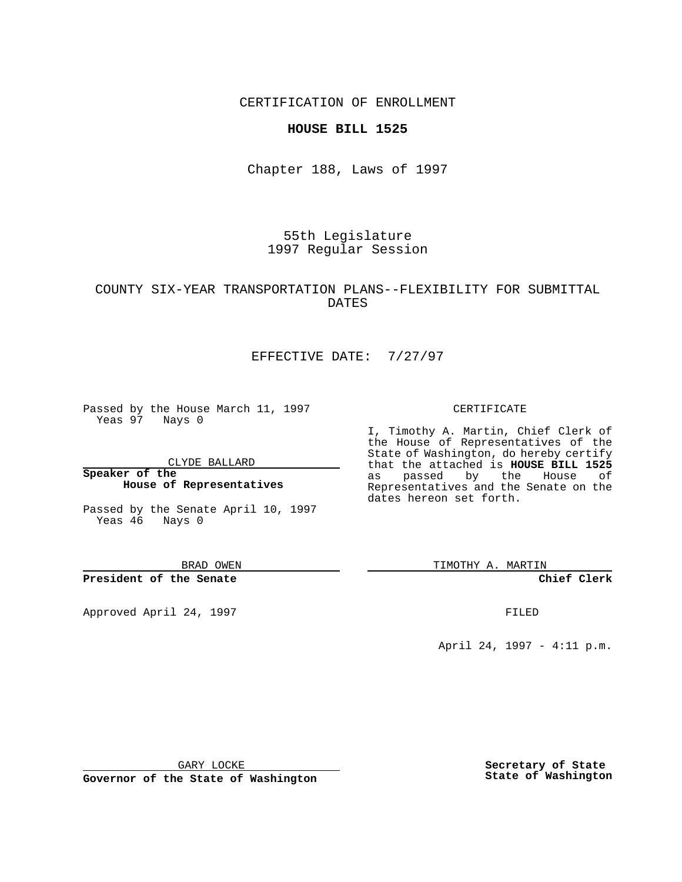CERTIFICATION OF ENROLLMENT

**HOUSE BILL 1525**

Chapter 188, Laws of 1997

55th Legislature
1997 Regular Session

COUNTY SIX-YEAR TRANSPORTATION PLANS--FLEXIBILITY FOR SUBMITTAL DATES

EFFECTIVE DATE: 7/27/97

Passed by the House March 11, 1997
Yeas 97 Nays 0

CLYDE BALLARD

**Speaker of the House of Representatives**

Passed by the Senate April 10, 1997
Yeas 46 Nays 0

BRAD OWEN

**President of the Senate**

Approved April 24, 1997

GARY LOCKE

**Governor of the State of Washington**

CERTIFICATE

I, Timothy A. Martin, Chief Clerk of the House of Representatives of the State of Washington, do hereby certify that the attached is **HOUSE BILL 1525** as passed by the House of Representatives and the Senate on the dates hereon set forth.

TIMOTHY A. MARTIN

**Chief Clerk**

FILED

April 24, 1997 - 4:11 p.m.

**Secretary of State**
**State of Washington**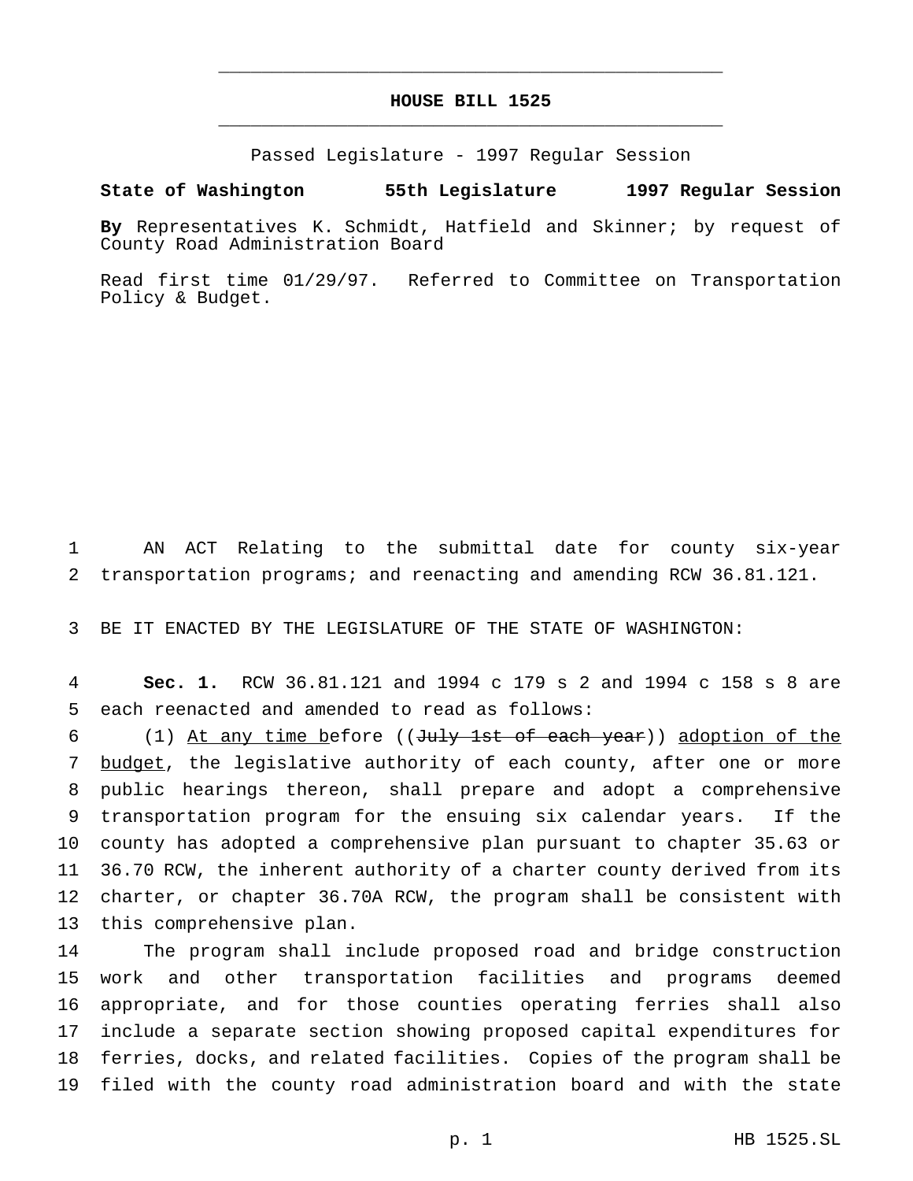# HOUSE BILL 1525

Passed Legislature - 1997 Regular Session

**State of Washington 55th Legislature 1997 Regular Session**

**By** Representatives K. Schmidt, Hatfield and Skinner; by request of County Road Administration Board

Read first time 01/29/97. Referred to Committee on Transportation Policy & Budget.

AN ACT Relating to the submittal date for county six-year transportation programs; and reenacting and amending RCW 36.81.121.

BE IT ENACTED BY THE LEGISLATURE OF THE STATE OF WASHINGTON:

**Sec. 1.** RCW 36.81.121 and 1994 c 179 s 2 and 1994 c 158 s 8 are each reenacted and amended to read as follows:

(1) <u>At any time b</u>efore ((~~July 1st of each year~~)) <u>adoption of the budget</u>, the legislative authority of each county, after one or more public hearings thereon, shall prepare and adopt a comprehensive transportation program for the ensuing six calendar years. If the county has adopted a comprehensive plan pursuant to chapter 35.63 or 36.70 RCW, the inherent authority of a charter county derived from its charter, or chapter 36.70A RCW, the program shall be consistent with this comprehensive plan.

The program shall include proposed road and bridge construction work and other transportation facilities and programs deemed appropriate, and for those counties operating ferries shall also include a separate section showing proposed capital expenditures for ferries, docks, and related facilities. Copies of the program shall be filed with the county road administration board and with the state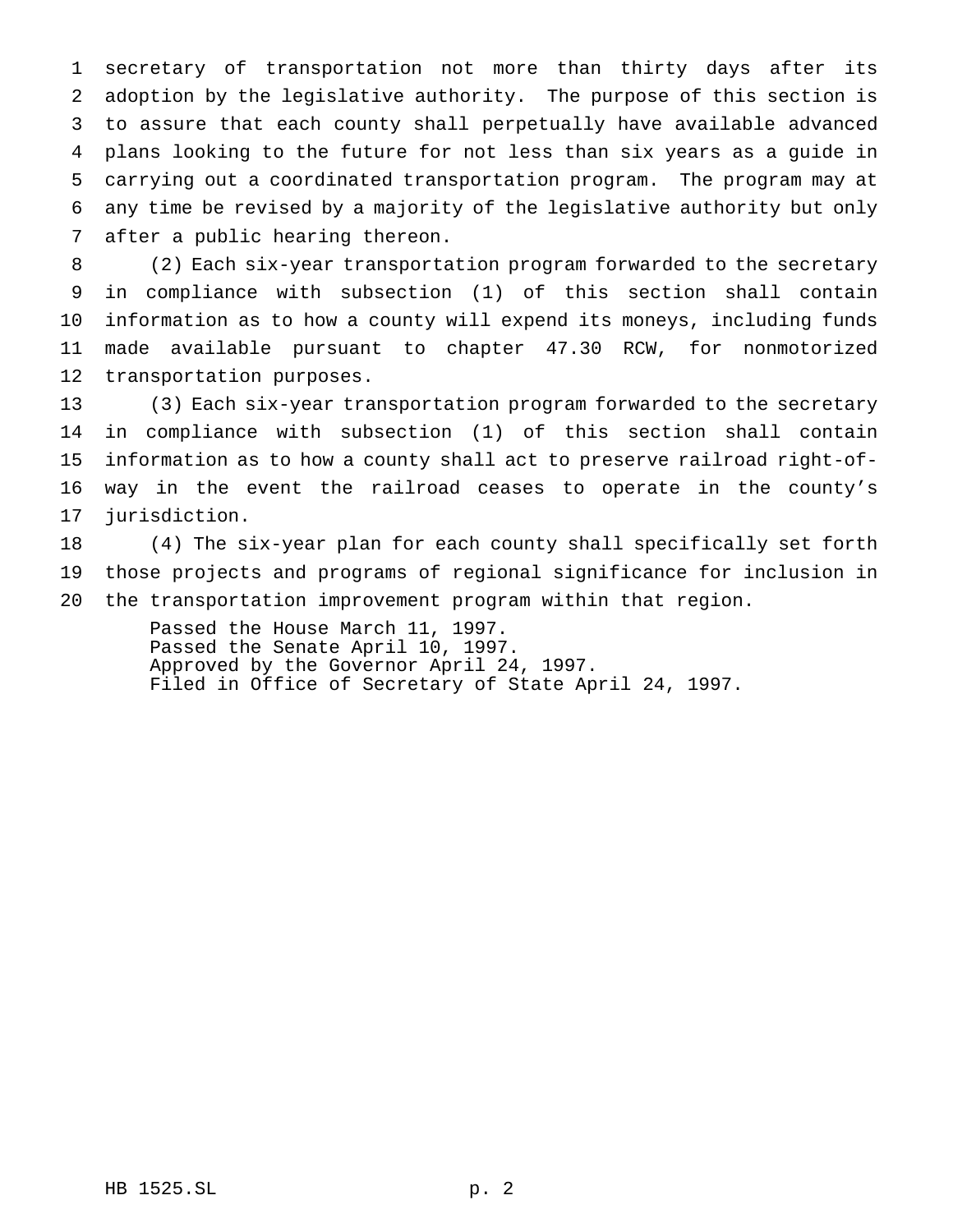secretary of transportation not more than thirty days after its adoption by the legislative authority. The purpose of this section is to assure that each county shall perpetually have available advanced plans looking to the future for not less than six years as a guide in carrying out a coordinated transportation program. The program may at any time be revised by a majority of the legislative authority but only after a public hearing thereon.

(2) Each six-year transportation program forwarded to the secretary in compliance with subsection (1) of this section shall contain information as to how a county will expend its moneys, including funds made available pursuant to chapter 47.30 RCW, for nonmotorized transportation purposes.

(3) Each six-year transportation program forwarded to the secretary in compliance with subsection (1) of this section shall contain information as to how a county shall act to preserve railroad right-of-way in the event the railroad ceases to operate in the county's jurisdiction.

(4) The six-year plan for each county shall specifically set forth those projects and programs of regional significance for inclusion in the transportation improvement program within that region.

Passed the House March 11, 1997.
Passed the Senate April 10, 1997.
Approved by the Governor April 24, 1997.
Filed in Office of Secretary of State April 24, 1997.